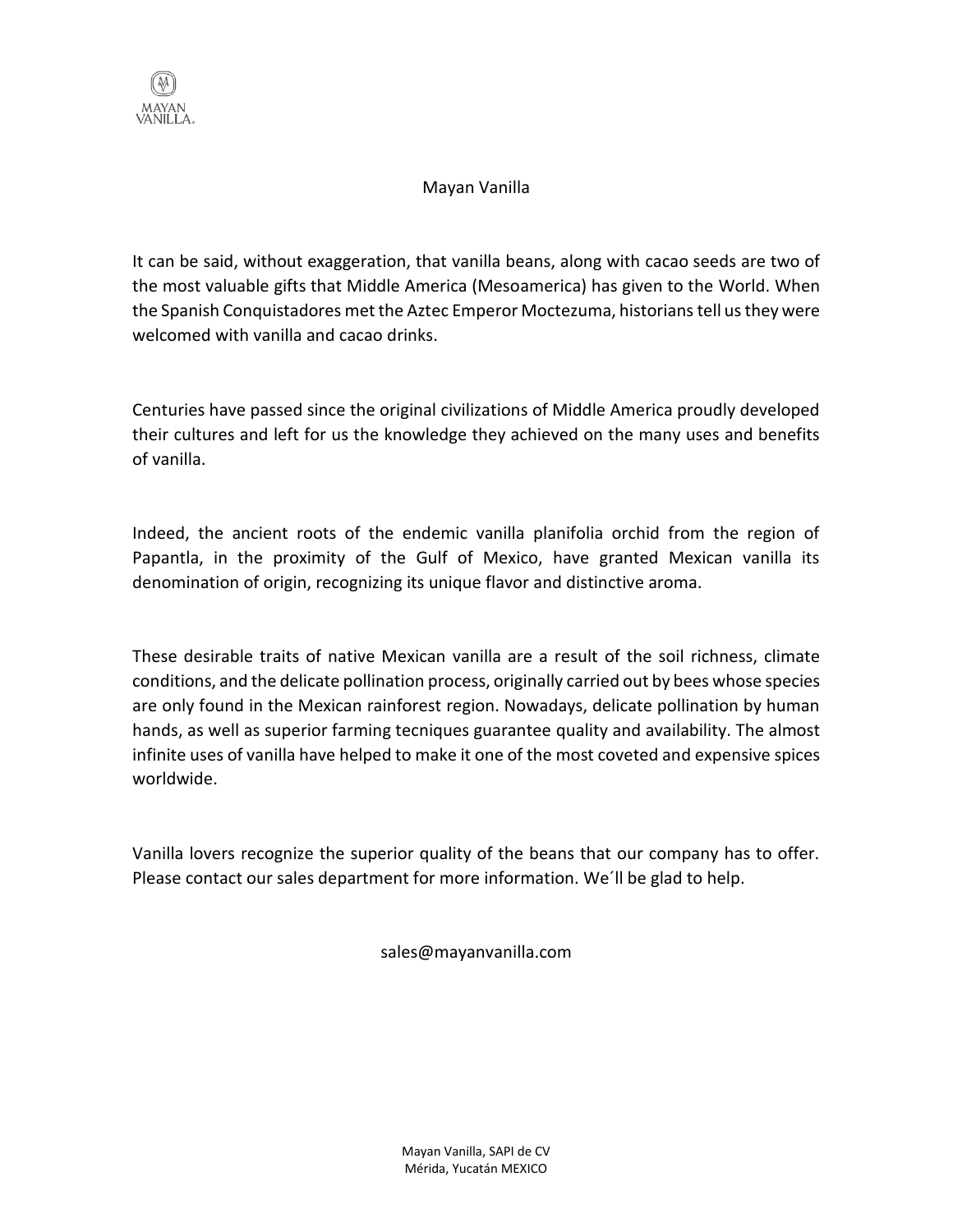MAYAN VANILLA.

# Mayan Vanilla

It can be said, without exaggeration, that vanilla beans, along with cacao seeds are two of the most valuable gifts that Middle America (Mesoamerica) has given to the World. When the Spanish Conquistadores met the Aztec Emperor Moctezuma, historians tell us they were welcomed with vanilla and cacao drinks.

Centuries have passed since the original civilizations of Middle America proudly developed their cultures and left for us the knowledge they achieved on the many uses and benefits of vanilla.

Indeed, the ancient roots of the endemic vanilla planifolia orchid from the region of Papantla, in the proximity of the Gulf of Mexico, have granted Mexican vanilla its denomination of origin, recognizing its unique flavor and distinctive aroma.

These desirable traits of native Mexican vanilla are a result of the soil richness, climate conditions, and the delicate pollination process, originally carried out by bees whose species are only found in the Mexican rainforest region. Nowadays, delicate pollination by human hands, as well as superior farming tecniques guarantee quality and availability. The almost infinite uses of vanilla have helped to make it one of the most coveted and expensive spices worldwide.

Vanilla lovers recognize the superior quality of the beans that our company has to offer. Please contact our sales department for more information. We´ll be glad to help.

sales@mayanvanilla.com

Mayan Vanilla, SAPI de CV
Mérida, Yucatán MEXICO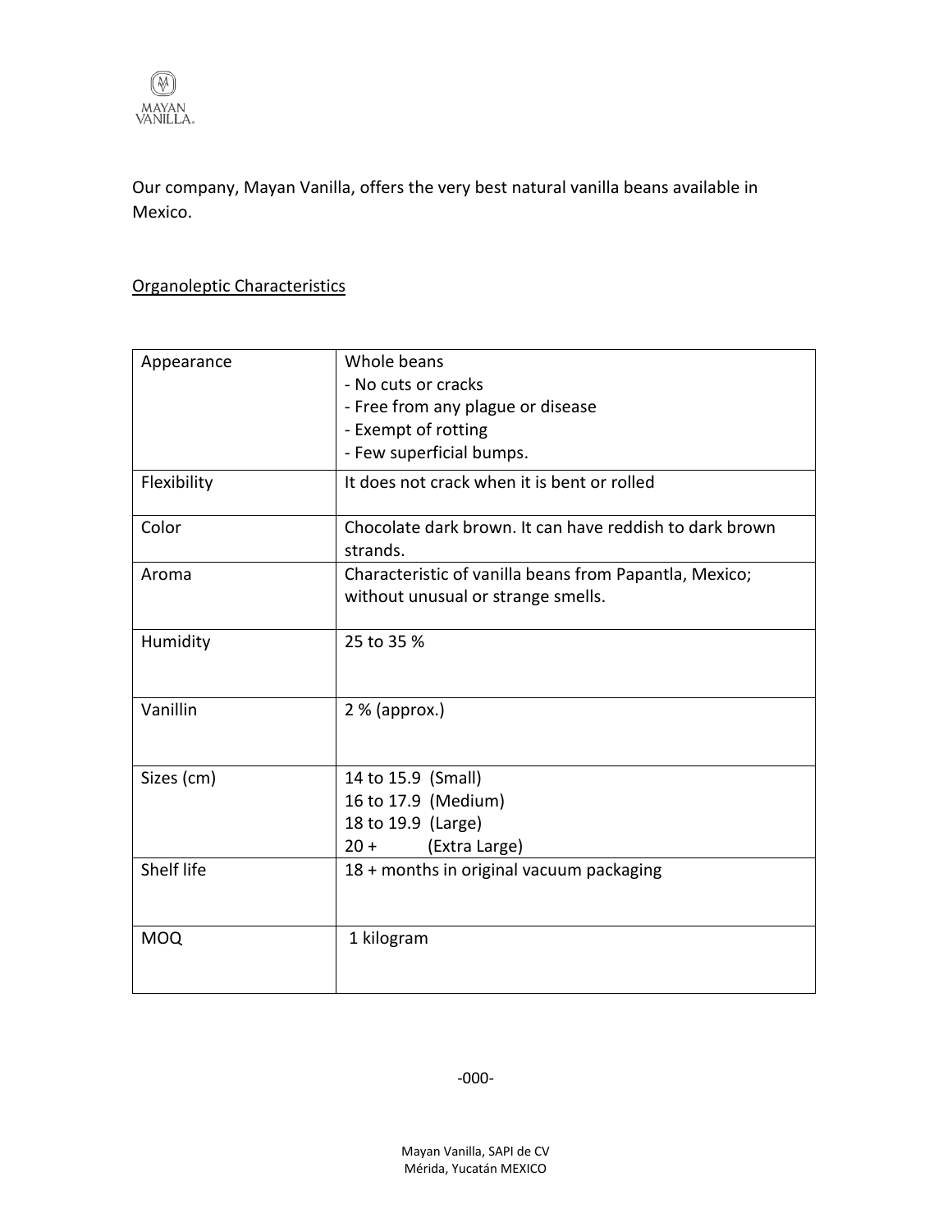Our company, Mayan Vanilla, offers the very best natural vanilla beans available in Mexico.

Organoleptic Characteristics

| | |
|---|---|
| Appearance | Whole beans<br>- No cuts or cracks<br>- Free from any plague or disease<br>- Exempt of rotting<br>- Few superficial bumps. |
| Flexibility | It does not crack when it is bent or rolled |
| Color | Chocolate dark brown. It can have reddish to dark brown strands. |
| Aroma | Characteristic of vanilla beans from Papantla, Mexico; without unusual or strange smells. |
| Humidity | 25 to 35 % |
| Vanillin | 2 % (approx.) |
| Sizes (cm) | 14 to 15.9 (Small)<br>16 to 17.9 (Medium)<br>18 to 19.9 (Large)<br>20 + (Extra Large) |
| Shelf life | 18 + months in original vacuum packaging |
| MOQ | 1 kilogram |

-000-

Mayan Vanilla, SAPI de CV
Mérida, Yucatán MEXICO